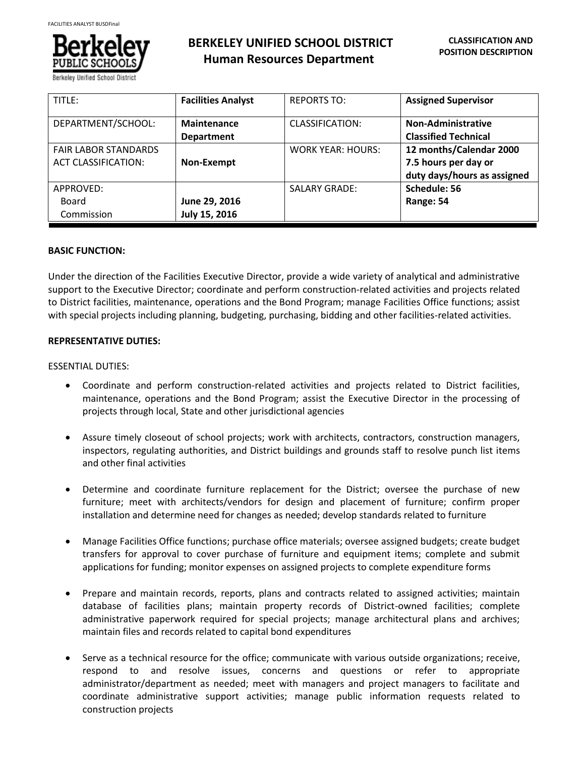# BERKELEY UNIFIED SCHOOL DISTRICT
## Human Resources Department

**CLASSIFICATION AND POSITION DESCRIPTION**

| TITLE: | **Facilities Analyst** | REPORTS TO: | **Assigned Supervisor** |
|---|---|---|---|
| DEPARTMENT/SCHOOL: | **Maintenance Department** | CLASSIFICATION: | **Non-Administrative Classified Technical** |
| FAIR LABOR STANDARDS ACT CLASSIFICATION: | **Non-Exempt** | WORK YEAR: HOURS: | **12 months/Calendar 2000 7.5 hours per day or duty days/hours as assigned** |
| APPROVED: Board Commission | **June 29, 2016 July 15, 2016** | SALARY GRADE: | **Schedule: 56 Range: 54** |

**BASIC FUNCTION:**

Under the direction of the Facilities Executive Director, provide a wide variety of analytical and administrative support to the Executive Director; coordinate and perform construction-related activities and projects related to District facilities, maintenance, operations and the Bond Program; manage Facilities Office functions; assist with special projects including planning, budgeting, purchasing, bidding and other facilities-related activities.

**REPRESENTATIVE DUTIES:**

ESSENTIAL DUTIES:

- Coordinate and perform construction-related activities and projects related to District facilities, maintenance, operations and the Bond Program; assist the Executive Director in the processing of projects through local, State and other jurisdictional agencies

- Assure timely closeout of school projects; work with architects, contractors, construction managers, inspectors, regulating authorities, and District buildings and grounds staff to resolve punch list items and other final activities

- Determine and coordinate furniture replacement for the District; oversee the purchase of new furniture; meet with architects/vendors for design and placement of furniture; confirm proper installation and determine need for changes as needed; develop standards related to furniture

- Manage Facilities Office functions; purchase office materials; oversee assigned budgets; create budget transfers for approval to cover purchase of furniture and equipment items; complete and submit applications for funding; monitor expenses on assigned projects to complete expenditure forms

- Prepare and maintain records, reports, plans and contracts related to assigned activities; maintain database of facilities plans; maintain property records of District-owned facilities; complete administrative paperwork required for special projects; manage architectural plans and archives; maintain files and records related to capital bond expenditures

- Serve as a technical resource for the office; communicate with various outside organizations; receive, respond to and resolve issues, concerns and questions or refer to appropriate administrator/department as needed; meet with managers and project managers to facilitate and coordinate administrative support activities; manage public information requests related to construction projects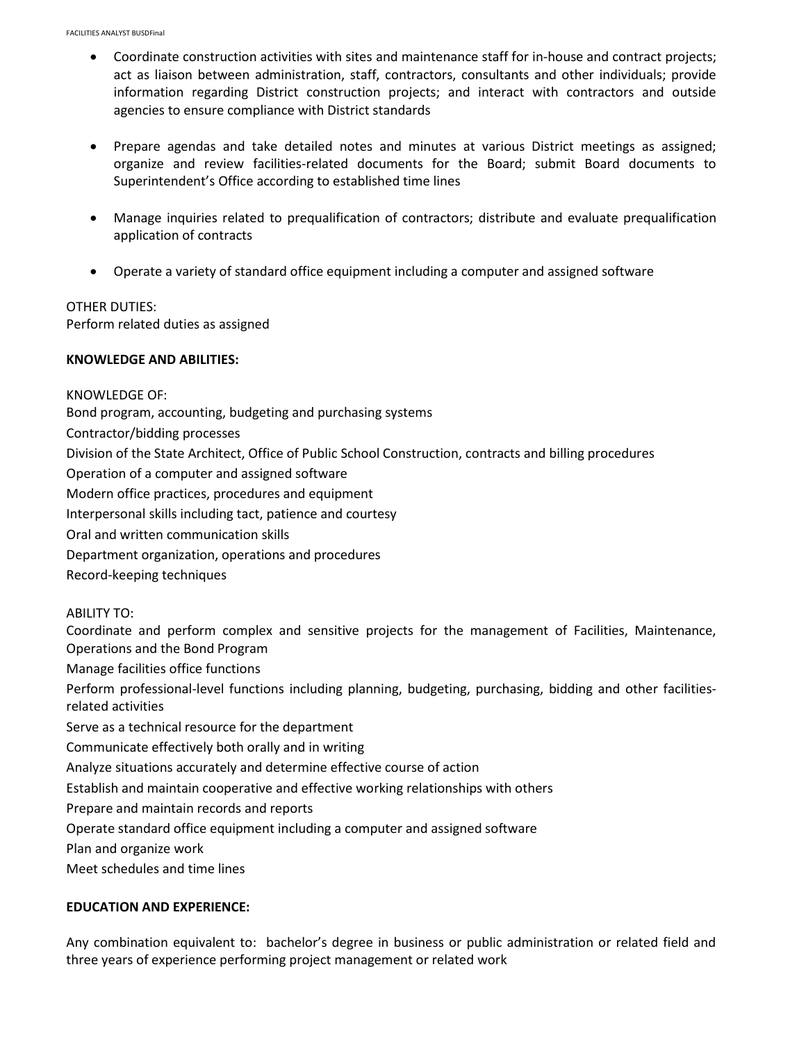- Coordinate construction activities with sites and maintenance staff for in-house and contract projects; act as liaison between administration, staff, contractors, consultants and other individuals; provide information regarding District construction projects; and interact with contractors and outside agencies to ensure compliance with District standards

- Prepare agendas and take detailed notes and minutes at various District meetings as assigned; organize and review facilities-related documents for the Board; submit Board documents to Superintendent's Office according to established time lines

- Manage inquiries related to prequalification of contractors; distribute and evaluate prequalification application of contracts

- Operate a variety of standard office equipment including a computer and assigned software

OTHER DUTIES:
Perform related duties as assigned

**KNOWLEDGE AND ABILITIES:**

KNOWLEDGE OF:
Bond program, accounting, budgeting and purchasing systems
Contractor/bidding processes
Division of the State Architect, Office of Public School Construction, contracts and billing procedures
Operation of a computer and assigned software
Modern office practices, procedures and equipment
Interpersonal skills including tact, patience and courtesy
Oral and written communication skills
Department organization, operations and procedures
Record-keeping techniques

ABILITY TO:
Coordinate and perform complex and sensitive projects for the management of Facilities, Maintenance, Operations and the Bond Program
Manage facilities office functions
Perform professional-level functions including planning, budgeting, purchasing, bidding and other facilities-related activities
Serve as a technical resource for the department
Communicate effectively both orally and in writing
Analyze situations accurately and determine effective course of action
Establish and maintain cooperative and effective working relationships with others
Prepare and maintain records and reports
Operate standard office equipment including a computer and assigned software
Plan and organize work
Meet schedules and time lines

**EDUCATION AND EXPERIENCE:**

Any combination equivalent to: bachelor's degree in business or public administration or related field and three years of experience performing project management or related work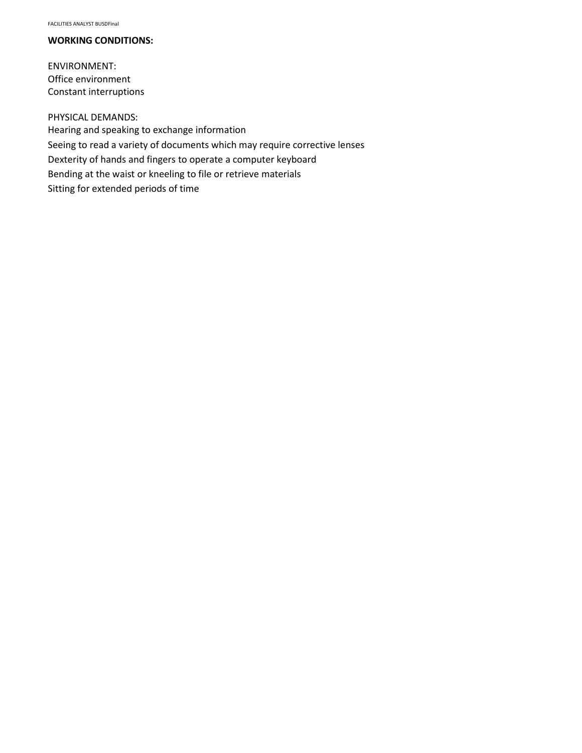**WORKING CONDITIONS:**

ENVIRONMENT:
Office environment
Constant interruptions

PHYSICAL DEMANDS:
Hearing and speaking to exchange information
Seeing to read a variety of documents which may require corrective lenses
Dexterity of hands and fingers to operate a computer keyboard
Bending at the waist or kneeling to file or retrieve materials
Sitting for extended periods of time